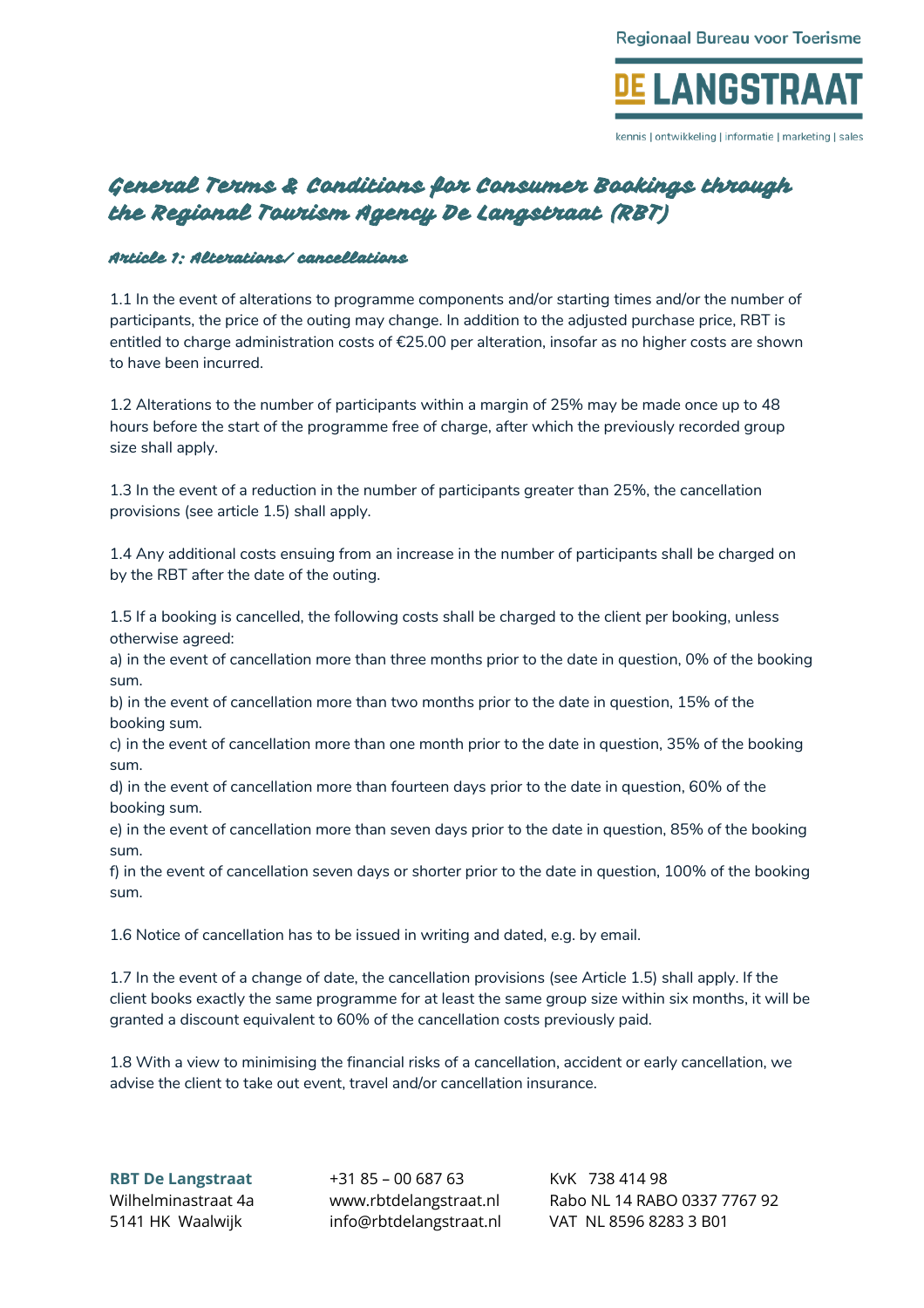# General Terms & Conditions for Consumer Bookings through the Regional Tourism Agency De Langstraat (RBT)

## Article 1: Alterations/ cancellations

1.1 In the event of alterations to programme components and/or starting times and/or the number of participants, the price of the outing may change. In addition to the adjusted purchase price, RBT is entitled to charge administration costs of €25.00 per alteration, insofar as no higher costs are shown to have been incurred.

1.2 Alterations to the number of participants within a margin of 25% may be made once up to 48 hours before the start of the programme free of charge, after which the previously recorded group size shall apply.

1.3 In the event of a reduction in the number of participants greater than 25%, the cancellation provisions (see article 1.5) shall apply.

1.4 Any additional costs ensuing from an increase in the number of participants shall be charged on by the RBT after the date of the outing.

1.5 If a booking is cancelled, the following costs shall be charged to the client per booking, unless otherwise agreed:
a) in the event of cancellation more than three months prior to the date in question, 0% of the booking sum.
b) in the event of cancellation more than two months prior to the date in question, 15% of the booking sum.
c) in the event of cancellation more than one month prior to the date in question, 35% of the booking sum.
d) in the event of cancellation more than fourteen days prior to the date in question, 60% of the booking sum.
e) in the event of cancellation more than seven days prior to the date in question, 85% of the booking sum.
f) in the event of cancellation seven days or shorter prior to the date in question, 100% of the booking sum.

1.6 Notice of cancellation has to be issued in writing and dated, e.g. by email.

1.7 In the event of a change of date, the cancellation provisions (see Article 1.5) shall apply. If the client books exactly the same programme for at least the same group size within six months, it will be granted a discount equivalent to 60% of the cancellation costs previously paid.

1.8 With a view to minimising the financial risks of a cancellation, accident or early cancellation, we advise the client to take out event, travel and/or cancellation insurance.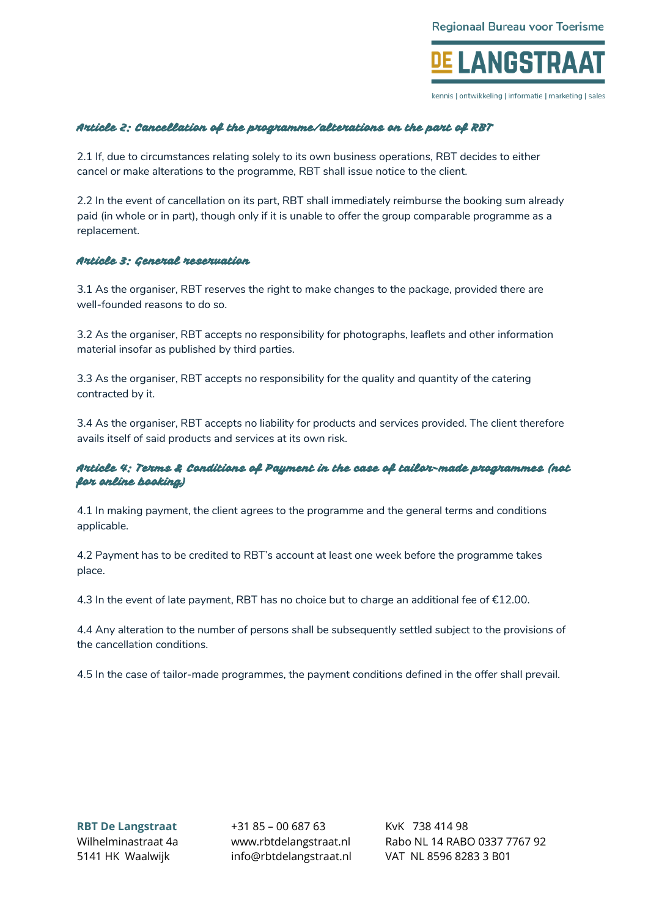### Article 2: Cancellation of the programme/alterations on the part of RBT

2.1 If, due to circumstances relating solely to its own business operations, RBT decides to either cancel or make alterations to the programme, RBT shall issue notice to the client.

2.2 In the event of cancellation on its part, RBT shall immediately reimburse the booking sum already paid (in whole or in part), though only if it is unable to offer the group comparable programme as a replacement.

### Article 3: General reservation

3.1 As the organiser, RBT reserves the right to make changes to the package, provided there are well-founded reasons to do so.

3.2 As the organiser, RBT accepts no responsibility for photographs, leaflets and other information material insofar as published by third parties.

3.3 As the organiser, RBT accepts no responsibility for the quality and quantity of the catering contracted by it.

3.4 As the organiser, RBT accepts no liability for products and services provided. The client therefore avails itself of said products and services at its own risk.

### Article 4: Terms & Conditions of Payment in the case of tailor-made programmes (not for online booking)

4.1 In making payment, the client agrees to the programme and the general terms and conditions applicable.

4.2 Payment has to be credited to RBT's account at least one week before the programme takes place.

4.3 In the event of late payment, RBT has no choice but to charge an additional fee of €12.00.

4.4 Any alteration to the number of persons shall be subsequently settled subject to the provisions of the cancellation conditions.

4.5 In the case of tailor-made programmes, the payment conditions defined in the offer shall prevail.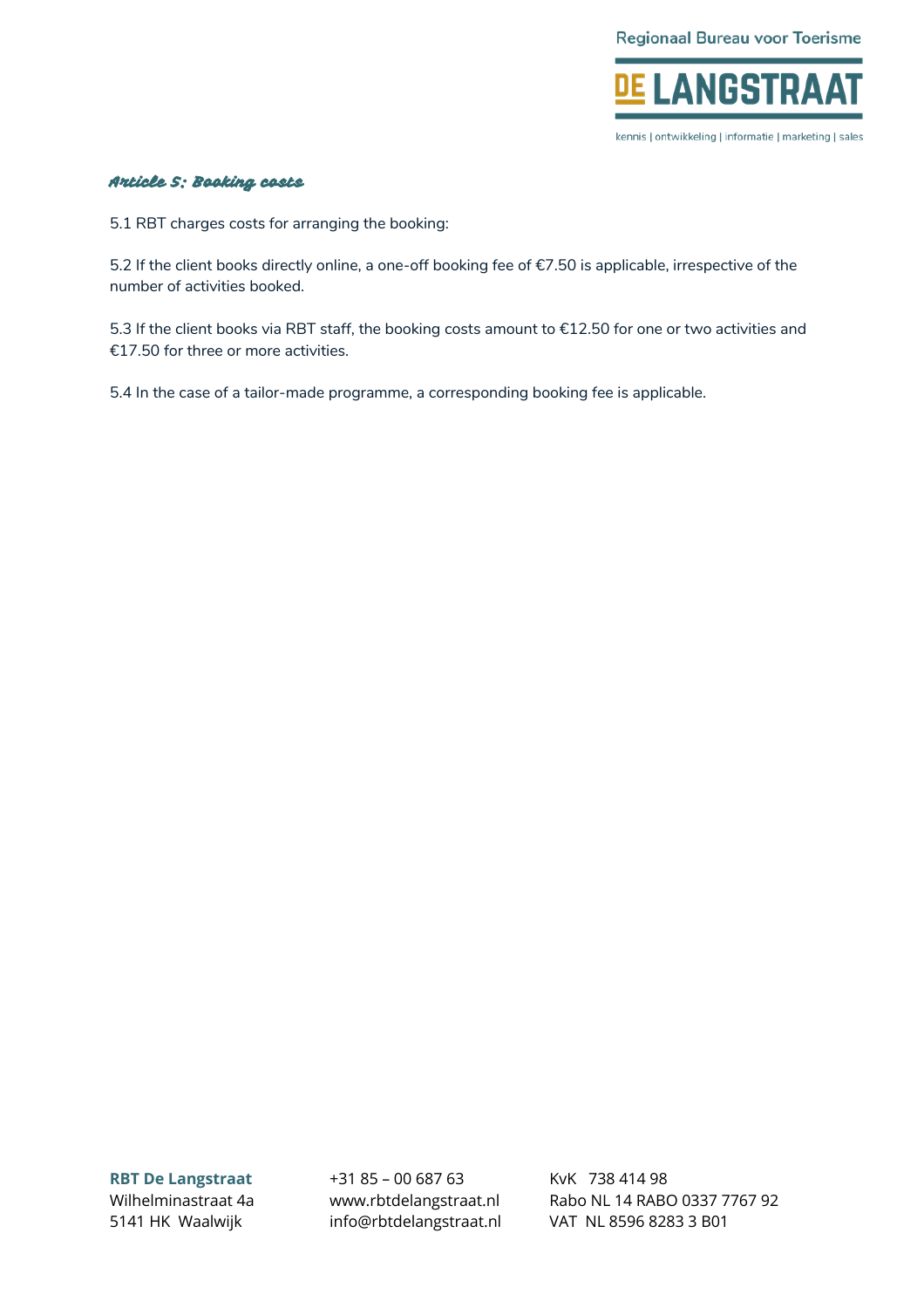### Article 5: Booking costs

5.1 RBT charges costs for arranging the booking:

5.2 If the client books directly online, a one-off booking fee of €7.50 is applicable, irrespective of the number of activities booked.

5.3 If the client books via RBT staff, the booking costs amount to €12.50 for one or two activities and €17.50 for three or more activities.

5.4 In the case of a tailor-made programme, a corresponding booking fee is applicable.